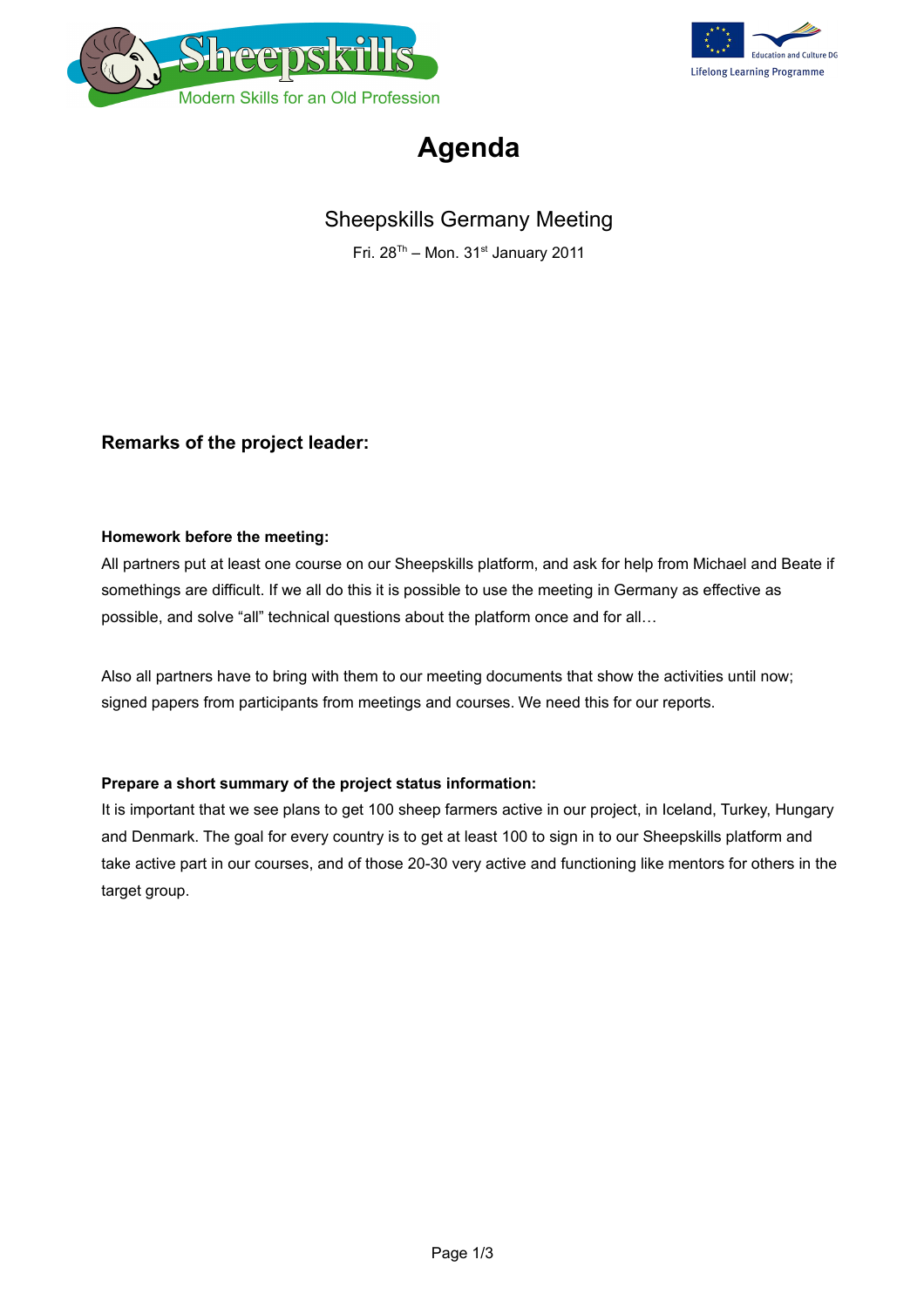Sheepskills

Modern Skills for an Old Profession

Education and Culture DG

Lifelong Learning Programme

# Agenda

## Sheepskills Germany Meeting

Fri. 28Th – Mon. 31st January 2011

### Remarks of the project leader:

**Homework before the meeting:**

All partners put at least one course on our Sheepskills platform, and ask for help from Michael and Beate if somethings are difficult. If we all do this it is possible to use the meeting in Germany as effective as possible, and solve "all" technical questions about the platform once and for all…

Also all partners have to bring with them to our meeting documents that show the activities until now; signed papers from participants from meetings and courses. We need this for our reports.

**Prepare a short summary of the project status information:**

It is important that we see plans to get 100 sheep farmers active in our project, in Iceland, Turkey, Hungary and Denmark. The goal for every country is to get at least 100 to sign in to our Sheepskills platform and take active part in our courses, and of those 20-30 very active and functioning like mentors for others in the target group.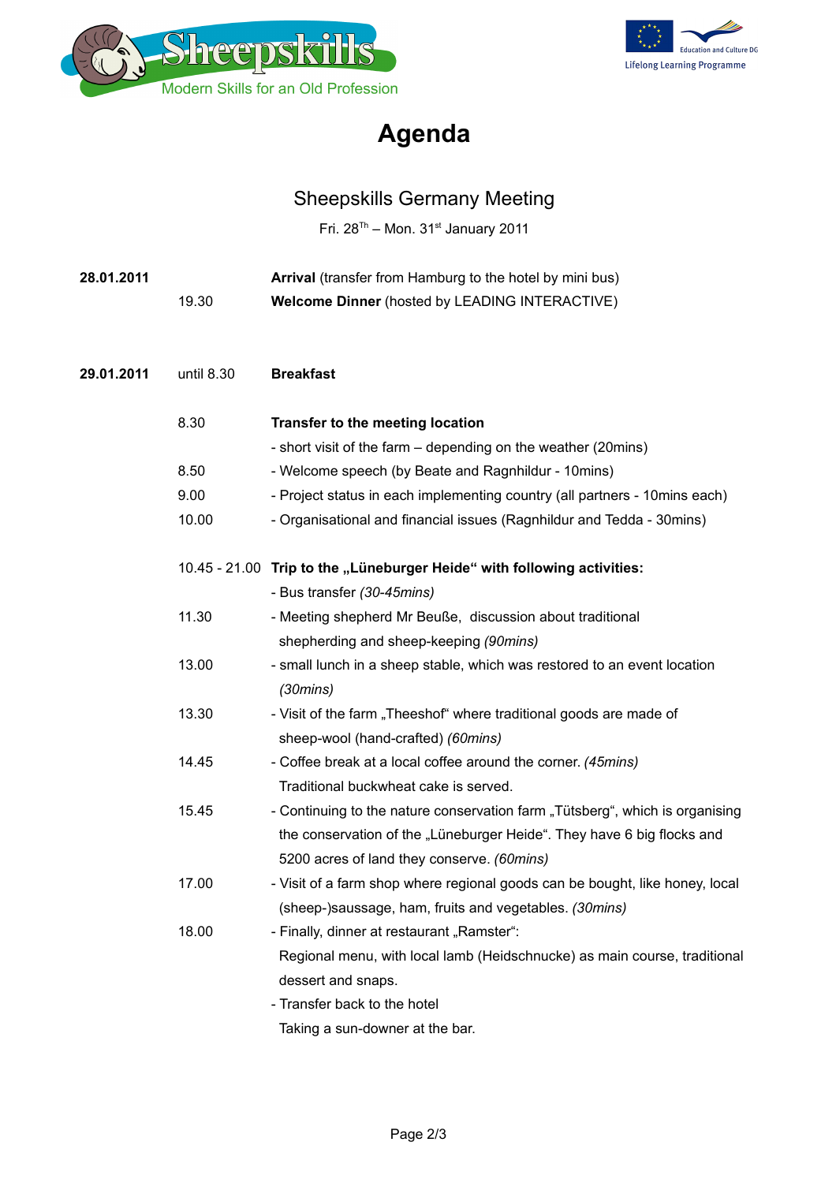Sheepskills
Modern Skills for an Old Profession

Education and Culture DG
Lifelong Learning Programme

# Agenda

## Sheepskills Germany Meeting

Fri. 28$^{Th}$ – Mon. 31$^{st}$ January 2011

| | | |
|---|---|---|
| **28.01.2011** | | **Arrival** (transfer from Hamburg to the hotel by mini bus) |
| | 19.30 | **Welcome Dinner** (hosted by LEADING INTERACTIVE) |
| **29.01.2011** | until 8.30 | **Breakfast** |
| | 8.30 | **Transfer to the meeting location** |
| | | - short visit of the farm – depending on the weather (20mins) |
| | 8.50 | - Welcome speech (by Beate and Ragnhildur - 10mins) |
| | 9.00 | - Project status in each implementing country (all partners - 10mins each) |
| | 10.00 | - Organisational and financial issues (Ragnhildur and Tedda - 30mins) |
| | 10.45 - 21.00 | **Trip to the „Lüneburger Heide“ with following activities:** |
| | | - Bus transfer *(30-45mins)* |
| | 11.30 | - Meeting shepherd Mr Beuße, discussion about traditional shepherding and sheep-keeping *(90mins)* |
| | 13.00 | - small lunch in a sheep stable, which was restored to an event location *(30mins)* |
| | 13.30 | - Visit of the farm „Theeshof“ where traditional goods are made of sheep-wool (hand-crafted) *(60mins)* |
| | 14.45 | - Coffee break at a local coffee around the corner. *(45mins)* Traditional buckwheat cake is served. |
| | 15.45 | - Continuing to the nature conservation farm „Tütsberg“, which is organising the conservation of the „Lüneburger Heide“. They have 6 big flocks and 5200 acres of land they conserve. *(60mins)* |
| | 17.00 | - Visit of a farm shop where regional goods can be bought, like honey, local (sheep-)saussage, ham, fruits and vegetables. *(30mins)* |
| | 18.00 | - Finally, dinner at restaurant „Ramster“: Regional menu, with local lamb (Heidschnucke) as main course, traditional dessert and snaps. |
| | | - Transfer back to the hotel Taking a sun-downer at the bar. |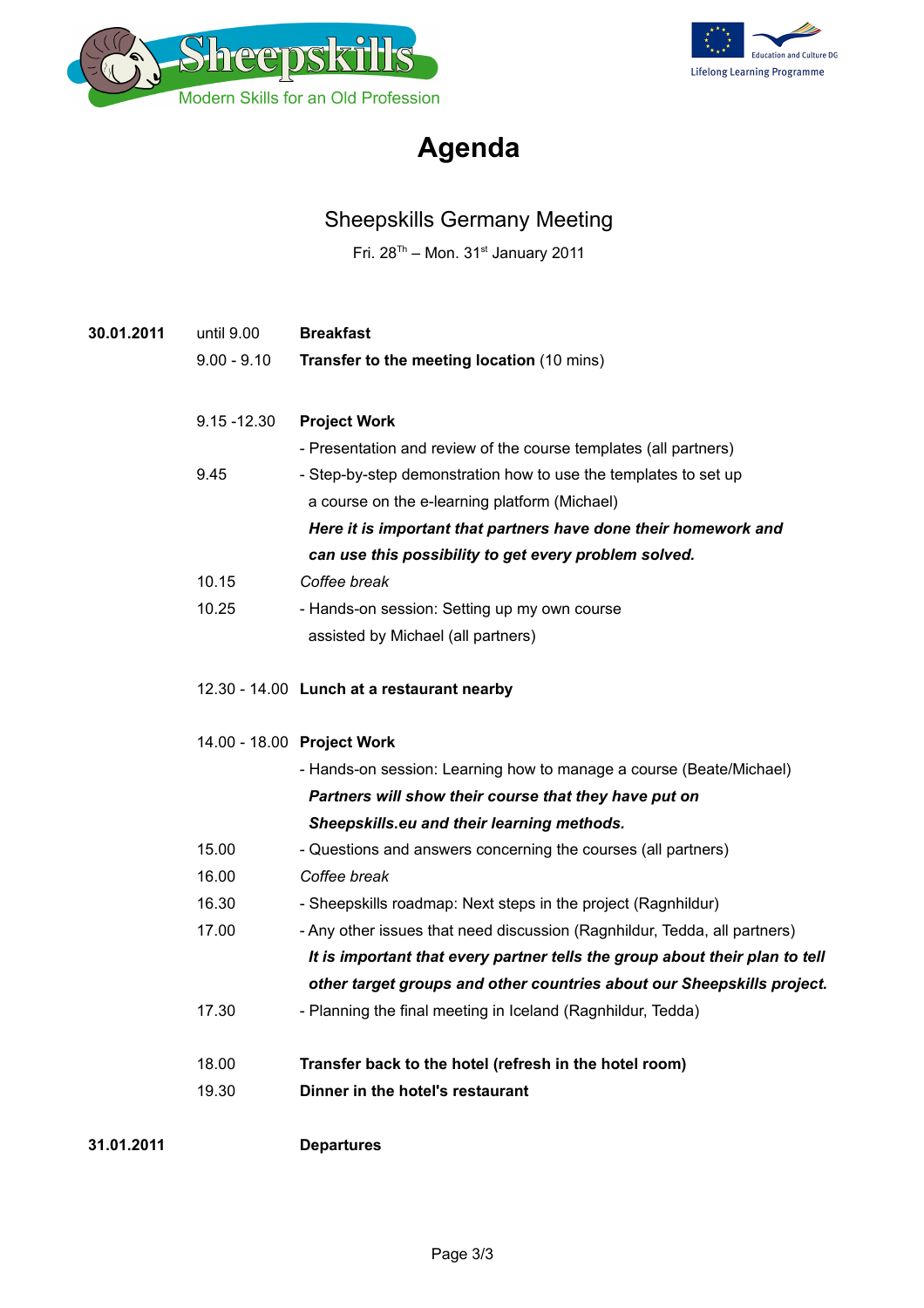Sheepskills

Modern Skills for an Old Profession

Education and Culture DG

Lifelong Learning Programme

# Agenda

## Sheepskills Germany Meeting

Fri. 28[Th] – Mon. 31[st] January 2011

| | | |
|---|---|---|
| **30.01.2011** | until 9.00 | **Breakfast** |
| | 9.00 - 9.10 | **Transfer to the meeting location** (10 mins) |
| | 9.15 -12.30 | **Project Work** |
| | | - Presentation and review of the course templates (all partners) |
| | 9.45 | - Step-by-step demonstration how to use the templates to set up a course on the e-learning platform (Michael) |
| | | ***Here it is important that partners have done their homework and can use this possibility to get every problem solved.*** |
| | 10.15 | *Coffee break* |
| | 10.25 | - Hands-on session: Setting up my own course assisted by Michael (all partners) |
| | 12.30 - 14.00 | **Lunch at a restaurant nearby** |
| | 14.00 - 18.00 | **Project Work** |
| | | - Hands-on session: Learning how to manage a course (Beate/Michael) |
| | | ***Partners will show their course that they have put on Sheepskills.eu and their learning methods.*** |
| | 15.00 | - Questions and answers concerning the courses (all partners) |
| | 16.00 | *Coffee break* |
| | 16.30 | - Sheepskills roadmap: Next steps in the project (Ragnhildur) |
| | 17.00 | - Any other issues that need discussion (Ragnhildur, Tedda, all partners) |
| | | ***It is important that every partner tells the group about their plan to tell other target groups and other countries about our Sheepskills project.*** |
| | 17.30 | - Planning the final meeting in Iceland (Ragnhildur, Tedda) |
| | 18.00 | **Transfer back to the hotel (refresh in the hotel room)** |
| | 19.30 | **Dinner in the hotel's restaurant** |
| **31.01.2011** | | **Departures** |